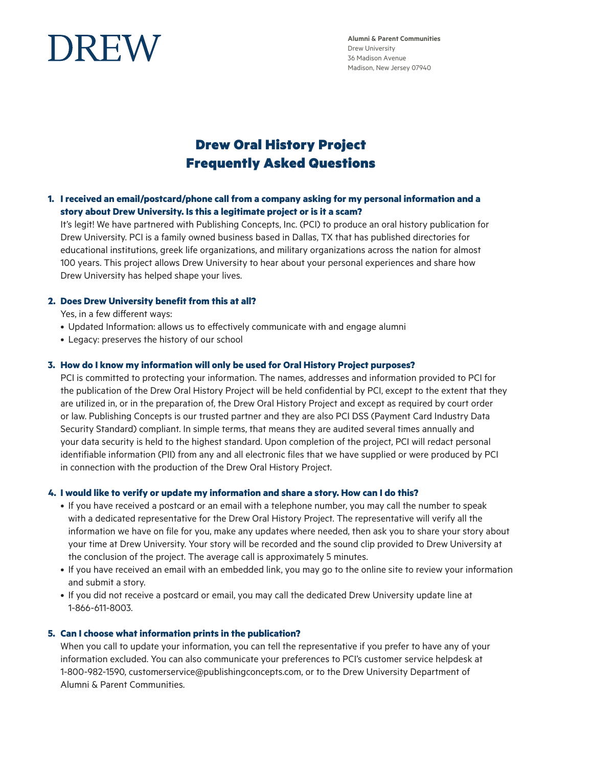DREW

**Alumni & Parent Communities**
Drew University
36 Madison Avenue
Madison, New Jersey 07940

# Drew Oral History Project
# Frequently Asked Questions

**1. I received an email/postcard/phone call from a company asking for my personal information and a story about Drew University. Is this a legitimate project or is it a scam?**

It's legit! We have partnered with Publishing Concepts, Inc. (PCI) to produce an oral history publication for Drew University. PCI is a family owned business based in Dallas, TX that has published directories for educational institutions, greek life organizations, and military organizations across the nation for almost 100 years. This project allows Drew University to hear about your personal experiences and share how Drew University has helped shape your lives.

**2. Does Drew University benefit from this at all?**

Yes, in a few different ways:

- Updated Information: allows us to effectively communicate with and engage alumni
- Legacy: preserves the history of our school

**3. How do I know my information will only be used for Oral History Project purposes?**

PCI is committed to protecting your information. The names, addresses and information provided to PCI for the publication of the Drew Oral History Project will be held confidential by PCI, except to the extent that they are utilized in, or in the preparation of, the Drew Oral History Project and except as required by court order or law. Publishing Concepts is our trusted partner and they are also PCI DSS (Payment Card Industry Data Security Standard) compliant. In simple terms, that means they are audited several times annually and your data security is held to the highest standard. Upon completion of the project, PCI will redact personal identifiable information (PII) from any and all electronic files that we have supplied or were produced by PCI in connection with the production of the Drew Oral History Project.

**4. I would like to verify or update my information and share a story. How can I do this?**

- If you have received a postcard or an email with a telephone number, you may call the number to speak with a dedicated representative for the Drew Oral History Project. The representative will verify all the information we have on file for you, make any updates where needed, then ask you to share your story about your time at Drew University. Your story will be recorded and the sound clip provided to Drew University at the conclusion of the project. The average call is approximately 5 minutes.
- If you have received an email with an embedded link, you may go to the online site to review your information and submit a story.
- If you did not receive a postcard or email, you may call the dedicated Drew University update line at 1-866-611-8003.

**5. Can I choose what information prints in the publication?**

When you call to update your information, you can tell the representative if you prefer to have any of your information excluded. You can also communicate your preferences to PCI's customer service helpdesk at 1-800-982-1590, customerservice@publishingconcepts.com, or to the Drew University Department of Alumni & Parent Communities.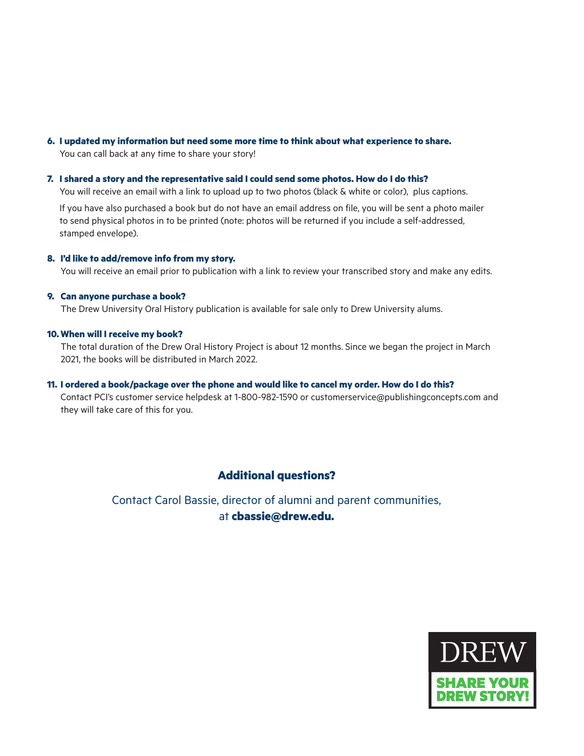6. **I updated my information but need some more time to think about what experience to share.**
   You can call back at any time to share your story!

7. **I shared a story and the representative said I could send some photos. How do I do this?**
   You will receive an email with a link to upload up to two photos (black & white or color), plus captions.

   If you have also purchased a book but do not have an email address on file, you will be sent a photo mailer to send physical photos in to be printed (note: photos will be returned if you include a self-addressed, stamped envelope).

8. **I'd like to add/remove info from my story.**
   You will receive an email prior to publication with a link to review your transcribed story and make any edits.

9. **Can anyone purchase a book?**
   The Drew University Oral History publication is available for sale only to Drew University alums.

10. **When will I receive my book?**
    The total duration of the Drew Oral History Project is about 12 months. Since we began the project in March 2021, the books will be distributed in March 2022.

11. **I ordered a book/package over the phone and would like to cancel my order. How do I do this?**
    Contact PCI's customer service helpdesk at 1-800-982-1590 or customerservice@publishingconcepts.com and they will take care of this for you.

## Additional questions?

Contact Carol Bassie, director of alumni and parent communities, at **cbassie@drew.edu.**

DREW

SHARE YOUR DREW STORY!